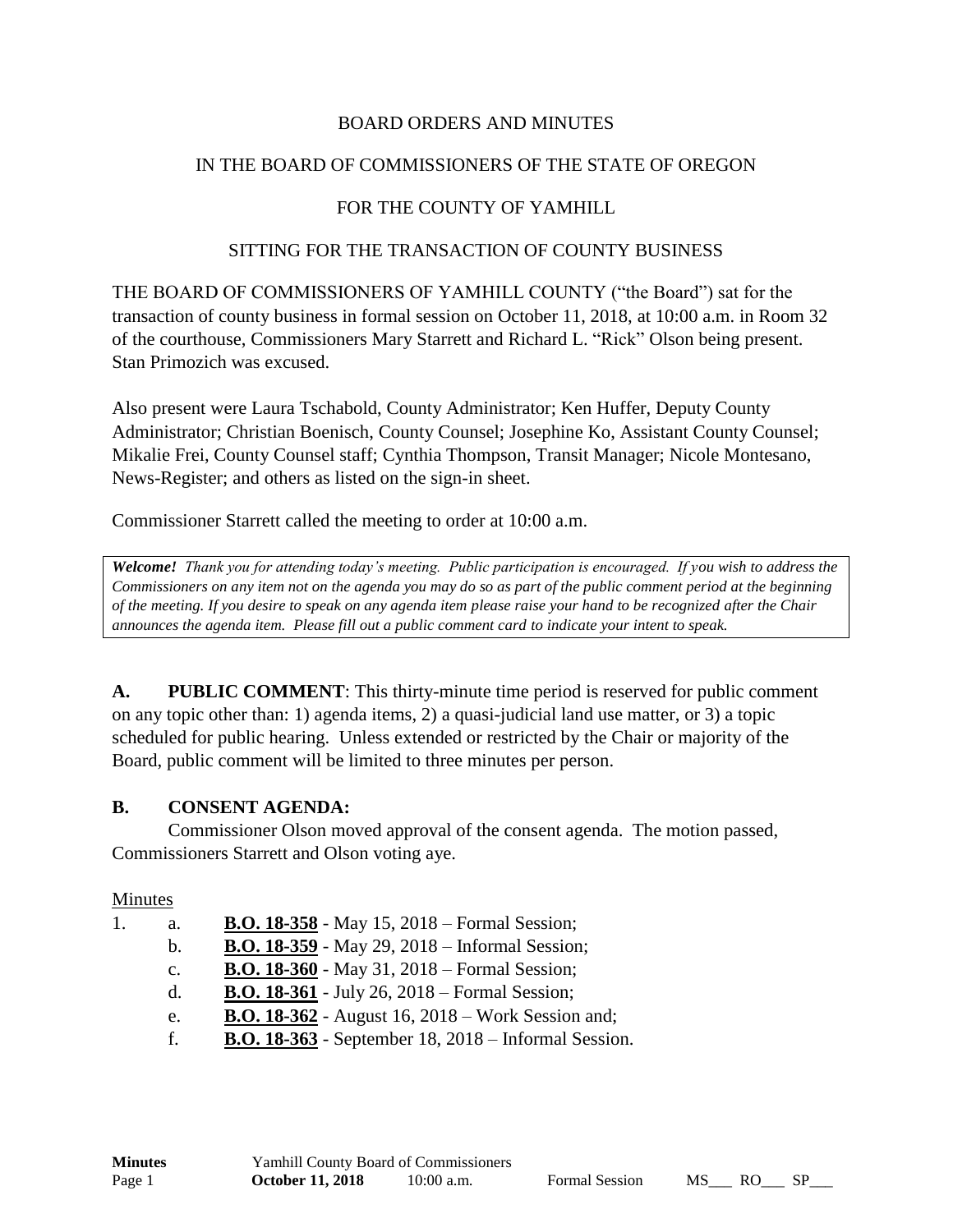BOARD ORDERS AND MINUTES

IN THE BOARD OF COMMISSIONERS OF THE STATE OF OREGON

FOR THE COUNTY OF YAMHILL

SITTING FOR THE TRANSACTION OF COUNTY BUSINESS

THE BOARD OF COMMISSIONERS OF YAMHILL COUNTY ("the Board") sat for the transaction of county business in formal session on October 11, 2018, at 10:00 a.m. in Room 32 of the courthouse, Commissioners Mary Starrett and Richard L. "Rick" Olson being present. Stan Primozich was excused.

Also present were Laura Tschabold, County Administrator; Ken Huffer, Deputy County Administrator; Christian Boenisch, County Counsel; Josephine Ko, Assistant County Counsel; Mikalie Frei, County Counsel staff; Cynthia Thompson, Transit Manager; Nicole Montesano, News-Register; and others as listed on the sign-in sheet.

Commissioner Starrett called the meeting to order at 10:00 a.m.

> ***Welcome!*** *Thank you for attending today's meeting. Public participation is encouraged. If you wish to address the Commissioners on any item not on the agenda you may do so as part of the public comment period at the beginning of the meeting. If you desire to speak on any agenda item please raise your hand to be recognized after the Chair announces the agenda item. Please fill out a public comment card to indicate your intent to speak.*

**A. PUBLIC COMMENT**: This thirty-minute time period is reserved for public comment on any topic other than: 1) agenda items, 2) a quasi-judicial land use matter, or 3) a topic scheduled for public hearing. Unless extended or restricted by the Chair or majority of the Board, public comment will be limited to three minutes per person.

**B. CONSENT AGENDA:**

Commissioner Olson moved approval of the consent agenda. The motion passed, Commissioners Starrett and Olson voting aye.

Minutes

1.
   a. **B.O. 18-358** - May 15, 2018 – Formal Session;
   b. **B.O. 18-359** - May 29, 2018 – Informal Session;
   c. **B.O. 18-360** - May 31, 2018 – Formal Session;
   d. **B.O. 18-361** - July 26, 2018 – Formal Session;
   e. **B.O. 18-362** - August 16, 2018 – Work Session and;
   f. **B.O. 18-363** - September 18, 2018 – Informal Session.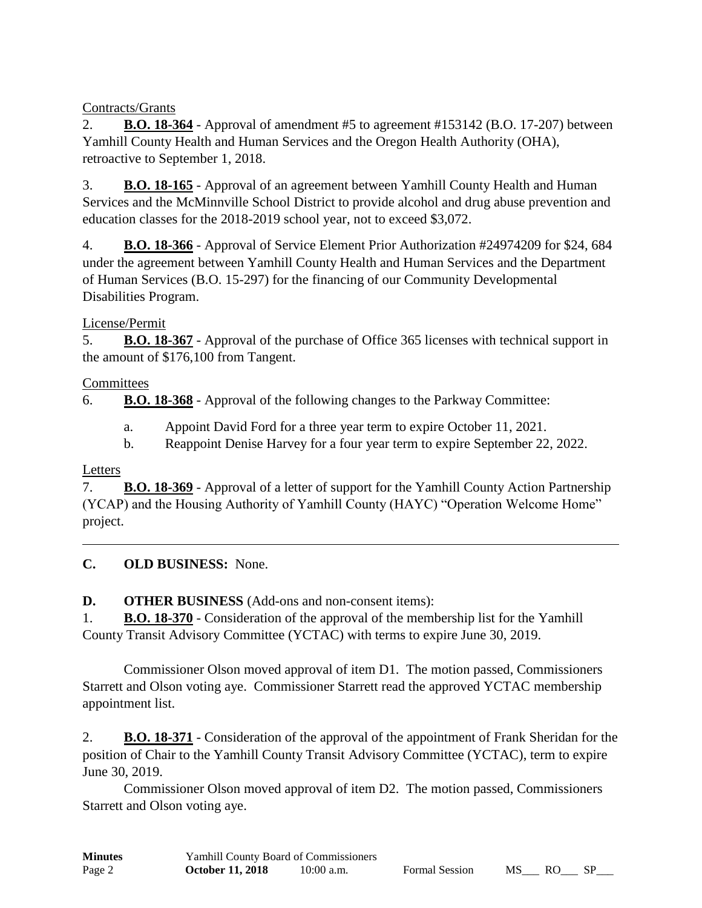Contracts/Grants

2. **B.O. 18-364** - Approval of amendment #5 to agreement #153142 (B.O. 17-207) between Yamhill County Health and Human Services and the Oregon Health Authority (OHA), retroactive to September 1, 2018.

3. **B.O. 18-165** - Approval of an agreement between Yamhill County Health and Human Services and the McMinnville School District to provide alcohol and drug abuse prevention and education classes for the 2018-2019 school year, not to exceed $3,072.

4. **B.O. 18-366** - Approval of Service Element Prior Authorization #24974209 for $24, 684 under the agreement between Yamhill County Health and Human Services and the Department of Human Services (B.O. 15-297) for the financing of our Community Developmental Disabilities Program.

License/Permit

5. **B.O. 18-367** - Approval of the purchase of Office 365 licenses with technical support in the amount of $176,100 from Tangent.

Committees

6. **B.O. 18-368** - Approval of the following changes to the Parkway Committee:

   a. Appoint David Ford for a three year term to expire October 11, 2021.

   b. Reappoint Denise Harvey for a four year term to expire September 22, 2022.

Letters

7. **B.O. 18-369** - Approval of a letter of support for the Yamhill County Action Partnership (YCAP) and the Housing Authority of Yamhill County (HAYC) "Operation Welcome Home" project.

---

**C. OLD BUSINESS:** None.

**D. OTHER BUSINESS** (Add-ons and non-consent items):

1. **B.O. 18-370** - Consideration of the approval of the membership list for the Yamhill County Transit Advisory Committee (YCTAC) with terms to expire June 30, 2019.

Commissioner Olson moved approval of item D1. The motion passed, Commissioners Starrett and Olson voting aye. Commissioner Starrett read the approved YCTAC membership appointment list.

2. **B.O. 18-371** - Consideration of the approval of the appointment of Frank Sheridan for the position of Chair to the Yamhill County Transit Advisory Committee (YCTAC), term to expire June 30, 2019.

Commissioner Olson moved approval of item D2. The motion passed, Commissioners Starrett and Olson voting aye.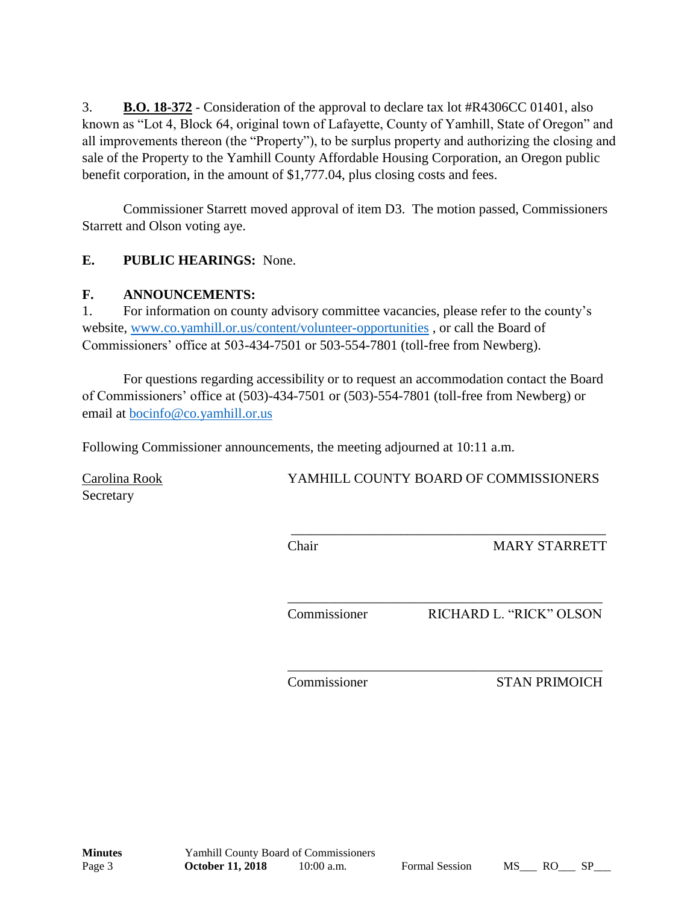3. **B.O. 18-372** - Consideration of the approval to declare tax lot #R4306CC 01401, also known as "Lot 4, Block 64, original town of Lafayette, County of Yamhill, State of Oregon" and all improvements thereon (the "Property"), to be surplus property and authorizing the closing and sale of the Property to the Yamhill County Affordable Housing Corporation, an Oregon public benefit corporation, in the amount of $1,777.04, plus closing costs and fees.

Commissioner Starrett moved approval of item D3. The motion passed, Commissioners Starrett and Olson voting aye.

**E. PUBLIC HEARINGS:** None.

**F. ANNOUNCEMENTS:**

1. For information on county advisory committee vacancies, please refer to the county's website, www.co.yamhill.or.us/content/volunteer-opportunities , or call the Board of Commissioners' office at 503-434-7501 or 503-554-7801 (toll-free from Newberg).

For questions regarding accessibility or to request an accommodation contact the Board of Commissioners' office at (503)-434-7501 or (503)-554-7801 (toll-free from Newberg) or email at bocinfo@co.yamhill.or.us

Following Commissioner announcements, the meeting adjourned at 10:11 a.m.

Carolina Rook
Secretary

YAMHILL COUNTY BOARD OF COMMISSIONERS

\_\_\_\_\_\_\_\_\_\_\_\_\_\_\_\_\_\_\_\_\_\_\_\_\_\_\_\_\_\_\_\_\_\_\_\_\_\_\_\_
Chair MARY STARRETT

\_\_\_\_\_\_\_\_\_\_\_\_\_\_\_\_\_\_\_\_\_\_\_\_\_\_\_\_\_\_\_\_\_\_\_\_\_\_\_\_
Commissioner RICHARD L. "RICK" OLSON

\_\_\_\_\_\_\_\_\_\_\_\_\_\_\_\_\_\_\_\_\_\_\_\_\_\_\_\_\_\_\_\_\_\_\_\_\_\_\_\_
Commissioner STAN PRIMOICH